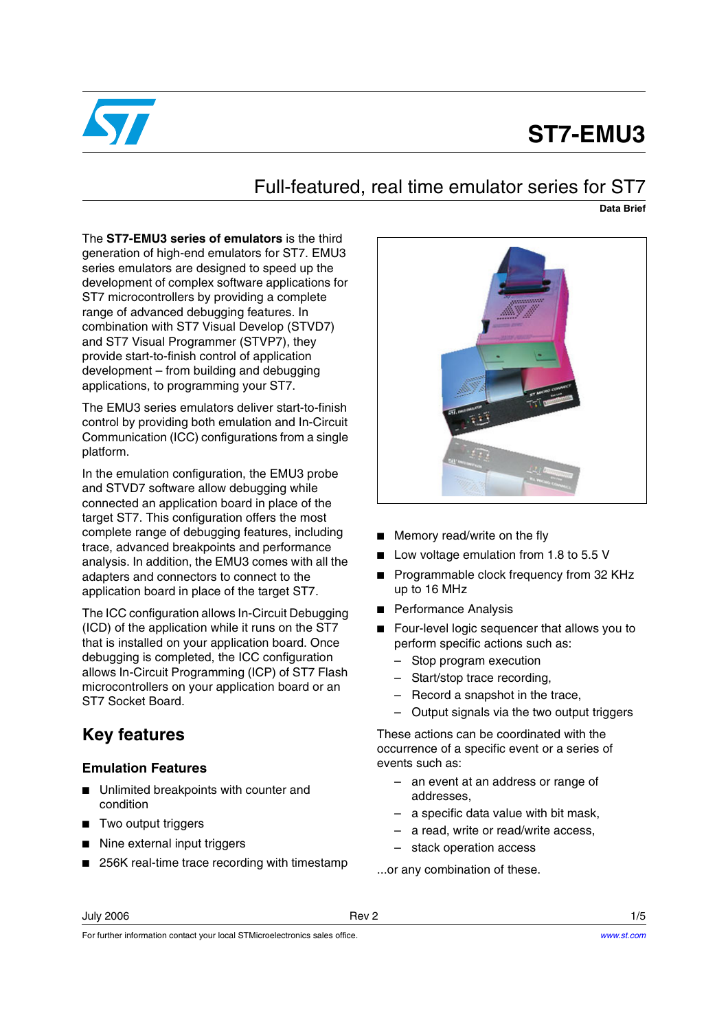# ST7-EMU3

## Full-featured, real time emulator series for ST7

**Data Brief**

The **ST7-EMU3 series of emulators** is the third generation of high-end emulators for ST7. EMU3 series emulators are designed to speed up the development of complex software applications for ST7 microcontrollers by providing a complete range of advanced debugging features. In combination with ST7 Visual Develop (STVD7) and ST7 Visual Programmer (STVP7), they provide start-to-finish control of application development – from building and debugging applications, to programming your ST7.

The EMU3 series emulators deliver start-to-finish control by providing both emulation and In-Circuit Communication (ICC) configurations from a single platform.

In the emulation configuration, the EMU3 probe and STVD7 software allow debugging while connected an application board in place of the target ST7. This configuration offers the most complete range of debugging features, including trace, advanced breakpoints and performance analysis. In addition, the EMU3 comes with all the adapters and connectors to connect to the application board in place of the target ST7.

The ICC configuration allows In-Circuit Debugging (ICD) of the application while it runs on the ST7 that is installed on your application board. Once debugging is completed, the ICC configuration allows In-Circuit Programming (ICP) of ST7 Flash microcontrollers on your application board or an ST7 Socket Board.

## Key features

### Emulation Features

- Unlimited breakpoints with counter and condition
- Two output triggers
- Nine external input triggers
- 256K real-time trace recording with timestamp
- Memory read/write on the fly
- Low voltage emulation from 1.8 to 5.5 V
- Programmable clock frequency from 32 KHz up to 16 MHz
- Performance Analysis
- Four-level logic sequencer that allows you to perform specific actions such as:
  - Stop program execution
  - Start/stop trace recording,
  - Record a snapshot in the trace,
  - Output signals via the two output triggers

These actions can be coordinated with the occurrence of a specific event or a series of events such as:

- an event at an address or range of addresses,
- a specific data value with bit mask,
- a read, write or read/write access,
- stack operation access

...or any combination of these.

July 2006 Rev 2

For further information contact your local STMicroelectronics sales office. www.st.com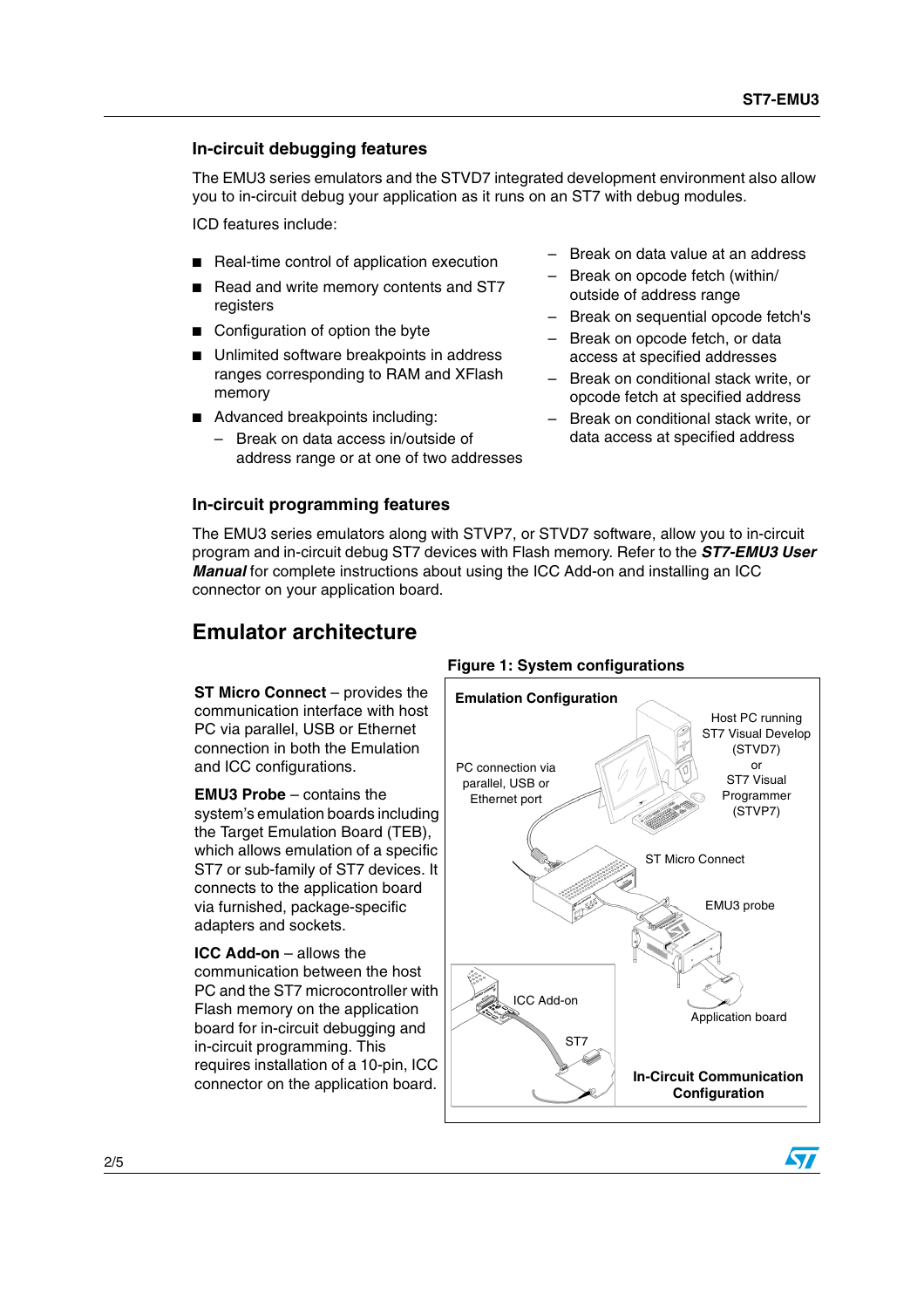### In-circuit debugging features

The EMU3 series emulators and the STVD7 integrated development environment also allow you to in-circuit debug your application as it runs on an ST7 with debug modules.

ICD features include:

- Real-time control of application execution
- Read and write memory contents and ST7 registers
- Configuration of option the byte
- Unlimited software breakpoints in address ranges corresponding to RAM and XFlash memory
- Advanced breakpoints including:
  - Break on data access in/outside of address range or at one of two addresses
  - Break on data value at an address
  - Break on opcode fetch (within/ outside of address range
  - Break on sequential opcode fetch's
  - Break on opcode fetch, or data access at specified addresses
  - Break on conditional stack write, or opcode fetch at specified address
  - Break on conditional stack write, or data access at specified address

### In-circuit programming features

The EMU3 series emulators along with STVP7, or STVD7 software, allow you to in-circuit program and in-circuit debug ST7 devices with Flash memory. Refer to the ***ST7-EMU3 User Manual*** for complete instructions about using the ICC Add-on and installing an ICC connector on your application board.

## Emulator architecture

**ST Micro Connect** – provides the communication interface with host PC via parallel, USB or Ethernet connection in both the Emulation and ICC configurations.

**EMU3 Probe** – contains the system's emulation boards including the Target Emulation Board (TEB), which allows emulation of a specific ST7 or sub-family of ST7 devices. It connects to the application board via furnished, package-specific adapters and sockets.

**ICC Add-on** – allows the communication between the host PC and the ST7 microcontroller with Flash memory on the application board for in-circuit debugging and in-circuit programming. This requires installation of a 10-pin, ICC connector on the application board.

**Figure 1: System configurations**

**Emulation Configuration**

Host PC running ST7 Visual Develop (STVD7) or ST7 Visual Programmer (STVP7)

PC connection via parallel, USB or Ethernet port

ST Micro Connect

EMU3 probe

Application board

ICC Add-on

ST7

**In-Circuit Communication Configuration**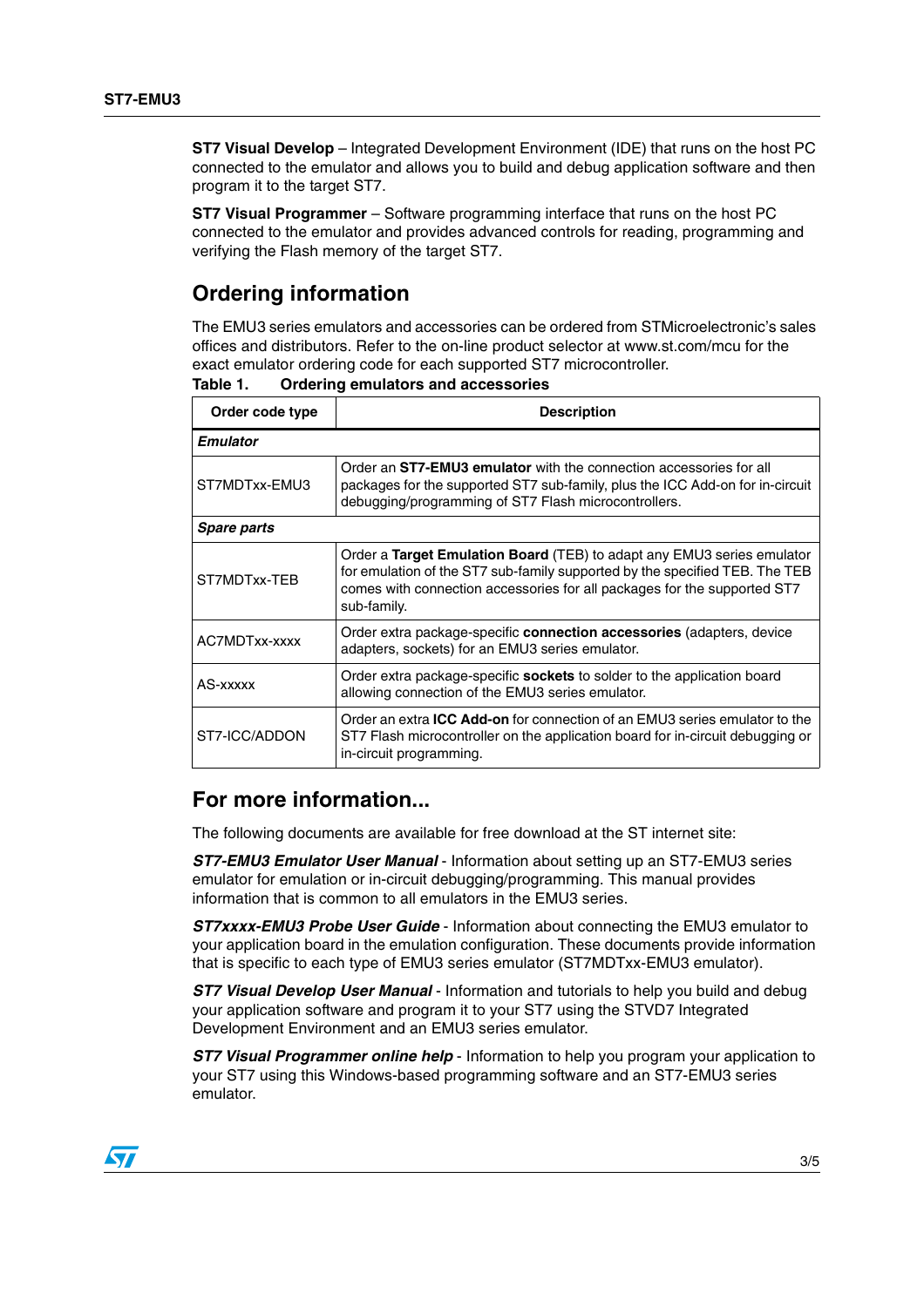**ST7 Visual Develop** – Integrated Development Environment (IDE) that runs on the host PC connected to the emulator and allows you to build and debug application software and then program it to the target ST7.

**ST7 Visual Programmer** – Software programming interface that runs on the host PC connected to the emulator and provides advanced controls for reading, programming and verifying the Flash memory of the target ST7.

## Ordering information

The EMU3 series emulators and accessories can be ordered from STMicroelectronic's sales offices and distributors. Refer to the on-line product selector at www.st.com/mcu for the exact emulator ordering code for each supported ST7 microcontroller.

**Table 1. Ordering emulators and accessories**

| Order code type | Description |
|---|---|
| ***Emulator*** | |
| ST7MDTxx-EMU3 | Order an **ST7-EMU3 emulator** with the connection accessories for all packages for the supported ST7 sub-family, plus the ICC Add-on for in-circuit debugging/programming of ST7 Flash microcontrollers. |
| ***Spare parts*** | |
| ST7MDTxx-TEB | Order a **Target Emulation Board** (TEB) to adapt any EMU3 series emulator for emulation of the ST7 sub-family supported by the specified TEB. The TEB comes with connection accessories for all packages for the supported ST7 sub-family. |
| AC7MDTxx-xxxx | Order extra package-specific **connection accessories** (adapters, device adapters, sockets) for an EMU3 series emulator. |
| AS-xxxxx | Order extra package-specific **sockets** to solder to the application board allowing connection of the EMU3 series emulator. |
| ST7-ICC/ADDON | Order an extra **ICC Add-on** for connection of an EMU3 series emulator to the ST7 Flash microcontroller on the application board for in-circuit debugging or in-circuit programming. |

## For more information...

The following documents are available for free download at the ST internet site:

***ST7-EMU3 Emulator User Manual*** - Information about setting up an ST7-EMU3 series emulator for emulation or in-circuit debugging/programming. This manual provides information that is common to all emulators in the EMU3 series.

***ST7xxxx-EMU3 Probe User Guide*** - Information about connecting the EMU3 emulator to your application board in the emulation configuration. These documents provide information that is specific to each type of EMU3 series emulator (ST7MDTxx-EMU3 emulator).

***ST7 Visual Develop User Manual*** - Information and tutorials to help you build and debug your application software and program it to your ST7 using the STVD7 Integrated Development Environment and an EMU3 series emulator.

***ST7 Visual Programmer online help*** - Information to help you program your application to your ST7 using this Windows-based programming software and an ST7-EMU3 series emulator.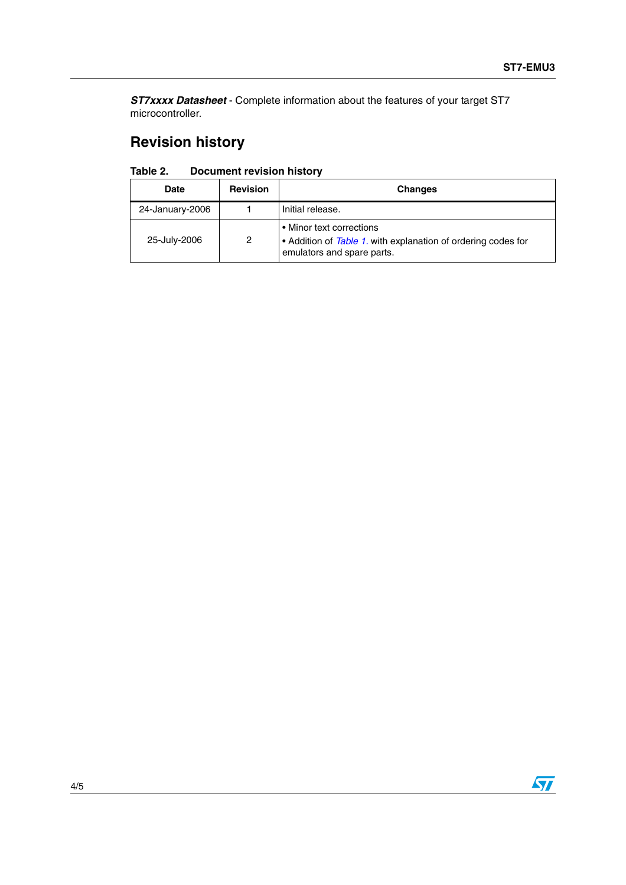***ST7xxxx Datasheet*** - Complete information about the features of your target ST7 microcontroller.

## Revision history

**Table 2. Document revision history**

| Date | Revision | Changes |
|---|---|---|
| 24-January-2006 | 1 | Initial release. |
| 25-July-2006 | 2 | • Minor text corrections<br>• Addition of *Table 1.* with explanation of ordering codes for emulators and spare parts. |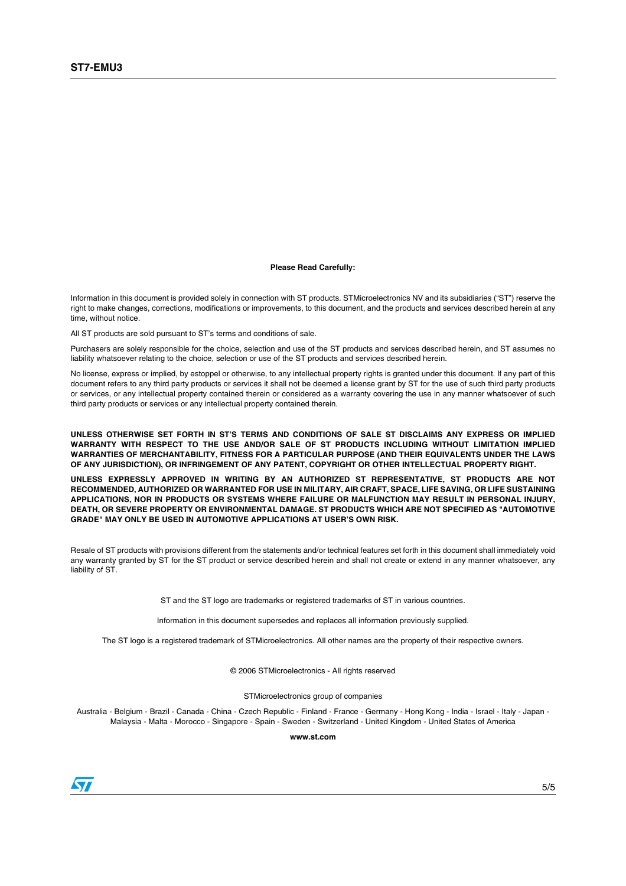**Please Read Carefully:**

Information in this document is provided solely in connection with ST products. STMicroelectronics NV and its subsidiaries ("ST") reserve the right to make changes, corrections, modifications or improvements, to this document, and the products and services described herein at any time, without notice.

All ST products are sold pursuant to ST's terms and conditions of sale.

Purchasers are solely responsible for the choice, selection and use of the ST products and services described herein, and ST assumes no liability whatsoever relating to the choice, selection or use of the ST products and services described herein.

No license, express or implied, by estoppel or otherwise, to any intellectual property rights is granted under this document. If any part of this document refers to any third party products or services it shall not be deemed a license grant by ST for the use of such third party products or services, or any intellectual property contained therein or considered as a warranty covering the use in any manner whatsoever of such third party products or services or any intellectual property contained therein.

**UNLESS OTHERWISE SET FORTH IN ST'S TERMS AND CONDITIONS OF SALE ST DISCLAIMS ANY EXPRESS OR IMPLIED WARRANTY WITH RESPECT TO THE USE AND/OR SALE OF ST PRODUCTS INCLUDING WITHOUT LIMITATION IMPLIED WARRANTIES OF MERCHANTABILITY, FITNESS FOR A PARTICULAR PURPOSE (AND THEIR EQUIVALENTS UNDER THE LAWS OF ANY JURISDICTION), OR INFRINGEMENT OF ANY PATENT, COPYRIGHT OR OTHER INTELLECTUAL PROPERTY RIGHT.**

**UNLESS EXPRESSLY APPROVED IN WRITING BY AN AUTHORIZED ST REPRESENTATIVE, ST PRODUCTS ARE NOT RECOMMENDED, AUTHORIZED OR WARRANTED FOR USE IN MILITARY, AIR CRAFT, SPACE, LIFE SAVING, OR LIFE SUSTAINING APPLICATIONS, NOR IN PRODUCTS OR SYSTEMS WHERE FAILURE OR MALFUNCTION MAY RESULT IN PERSONAL INJURY, DEATH, OR SEVERE PROPERTY OR ENVIRONMENTAL DAMAGE. ST PRODUCTS WHICH ARE NOT SPECIFIED AS "AUTOMOTIVE GRADE" MAY ONLY BE USED IN AUTOMOTIVE APPLICATIONS AT USER'S OWN RISK.**

Resale of ST products with provisions different from the statements and/or technical features set forth in this document shall immediately void any warranty granted by ST for the ST product or service described herein and shall not create or extend in any manner whatsoever, any liability of ST.

ST and the ST logo are trademarks or registered trademarks of ST in various countries.

Information in this document supersedes and replaces all information previously supplied.

The ST logo is a registered trademark of STMicroelectronics. All other names are the property of their respective owners.

© 2006 STMicroelectronics - All rights reserved

STMicroelectronics group of companies

Australia - Belgium - Brazil - Canada - China - Czech Republic - Finland - France - Germany - Hong Kong - India - Israel - Italy - Japan - Malaysia - Malta - Morocco - Singapore - Spain - Sweden - Switzerland - United Kingdom - United States of America

**www.st.com**